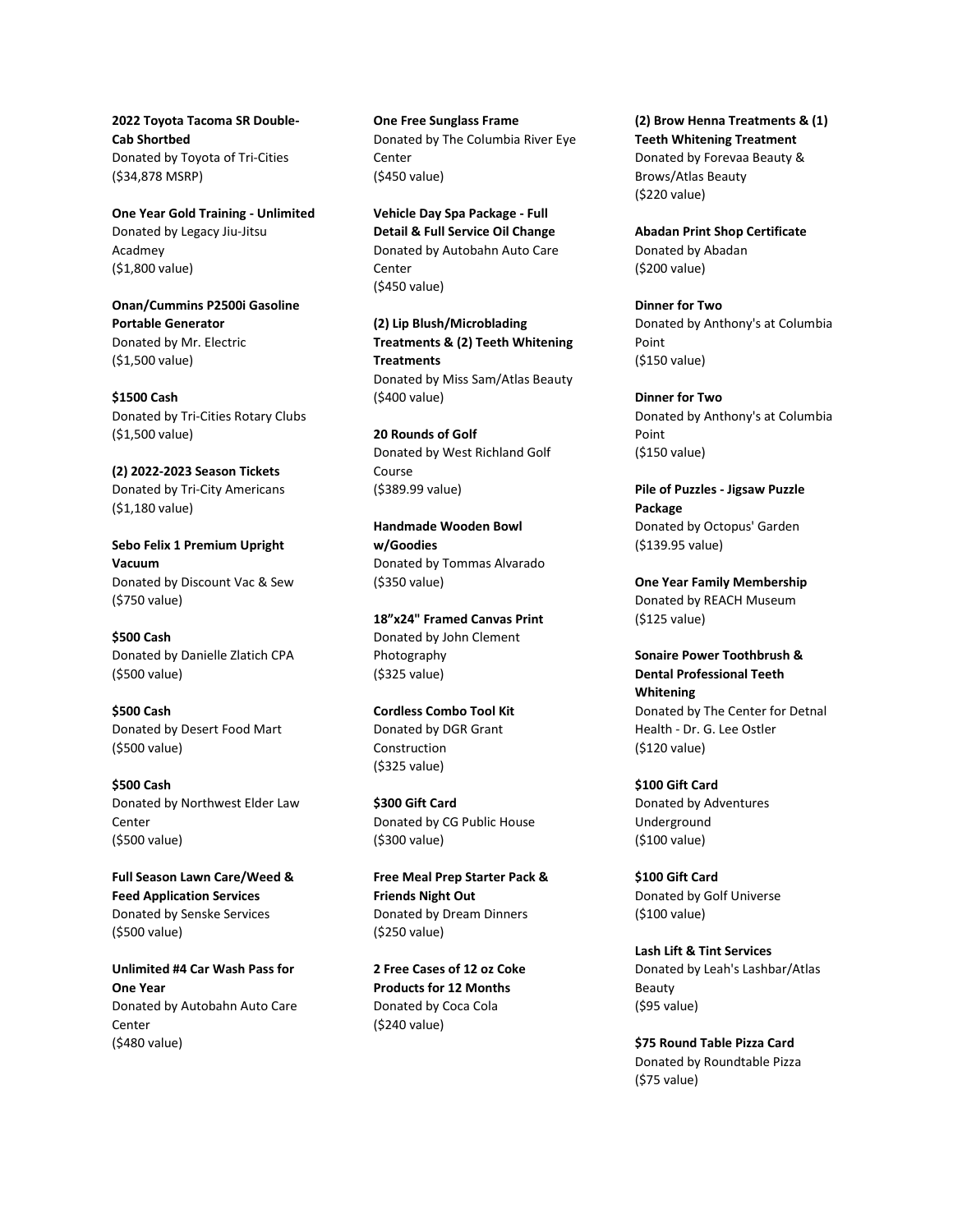**2022 Toyota Tacoma SR Double-Cab Shortbed**
Donated by Toyota of Tri-Cities
($34,878 MSRP)

**One Year Gold Training - Unlimited**
Donated by Legacy Jiu-Jitsu Acadmey
($1,800 value)

**Onan/Cummins P2500i Gasoline Portable Generator**
Donated by Mr. Electric
($1,500 value)

**$1500 Cash**
Donated by Tri-Cities Rotary Clubs
($1,500 value)

**(2) 2022-2023 Season Tickets**
Donated by Tri-City Americans
($1,180 value)

**Sebo Felix 1 Premium Upright Vacuum**
Donated by Discount Vac & Sew
($750 value)

**$500 Cash**
Donated by Danielle Zlatich CPA
($500 value)

**$500 Cash**
Donated by Desert Food Mart
($500 value)

**$500 Cash**
Donated by Northwest Elder Law Center
($500 value)

**Full Season Lawn Care/Weed & Feed Application Services**
Donated by Senske Services
($500 value)

**Unlimited #4 Car Wash Pass for One Year**
Donated by Autobahn Auto Care Center
($480 value)

**One Free Sunglass Frame**
Donated by The Columbia River Eye Center
($450 value)

**Vehicle Day Spa Package - Full Detail & Full Service Oil Change**
Donated by Autobahn Auto Care Center
($450 value)

**(2) Lip Blush/Microblading Treatments & (2) Teeth Whitening Treatments**
Donated by Miss Sam/Atlas Beauty
($400 value)

**20 Rounds of Golf**
Donated by West Richland Golf Course
($389.99 value)

**Handmade Wooden Bowl w/Goodies**
Donated by Tommas Alvarado
($350 value)

**18”x24" Framed Canvas Print**
Donated by John Clement Photography
($325 value)

**Cordless Combo Tool Kit**
Donated by DGR Grant Construction
($325 value)

**$300 Gift Card**
Donated by CG Public House
($300 value)

**Free Meal Prep Starter Pack & Friends Night Out**
Donated by Dream Dinners
($250 value)

**2 Free Cases of 12 oz Coke Products for 12 Months**
Donated by Coca Cola
($240 value)

**(2) Brow Henna Treatments & (1) Teeth Whitening Treatment**
Donated by Forevaa Beauty & Brows/Atlas Beauty
($220 value)

**Abadan Print Shop Certificate**
Donated by Abadan
($200 value)

**Dinner for Two**
Donated by Anthony's at Columbia Point
($150 value)

**Dinner for Two**
Donated by Anthony's at Columbia Point
($150 value)

**Pile of Puzzles - Jigsaw Puzzle Package**
Donated by Octopus' Garden
($139.95 value)

**One Year Family Membership**
Donated by REACH Museum
($125 value)

**Sonaire Power Toothbrush & Dental Professional Teeth Whitening**
Donated by The Center for Detnal Health - Dr. G. Lee Ostler
($120 value)

**$100 Gift Card**
Donated by Adventures Underground
($100 value)

**$100 Gift Card**
Donated by Golf Universe
($100 value)

**Lash Lift & Tint Services**
Donated by Leah's Lashbar/Atlas Beauty
($95 value)

**$75 Round Table Pizza Card**
Donated by Roundtable Pizza
($75 value)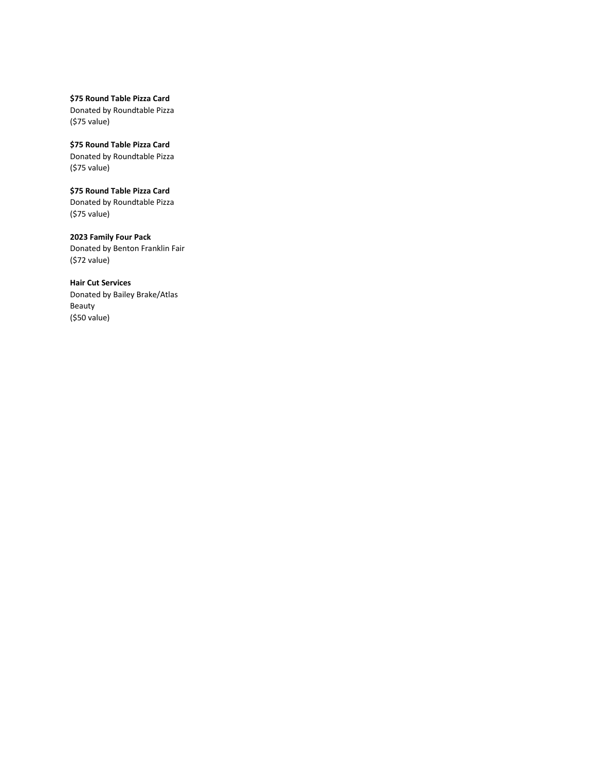**$75 Round Table Pizza Card**
Donated by Roundtable Pizza
($75 value)

**$75 Round Table Pizza Card**
Donated by Roundtable Pizza
($75 value)

**$75 Round Table Pizza Card**
Donated by Roundtable Pizza
($75 value)

**2023 Family Four Pack**
Donated by Benton Franklin Fair
($72 value)

**Hair Cut Services**
Donated by Bailey Brake/Atlas Beauty
($50 value)